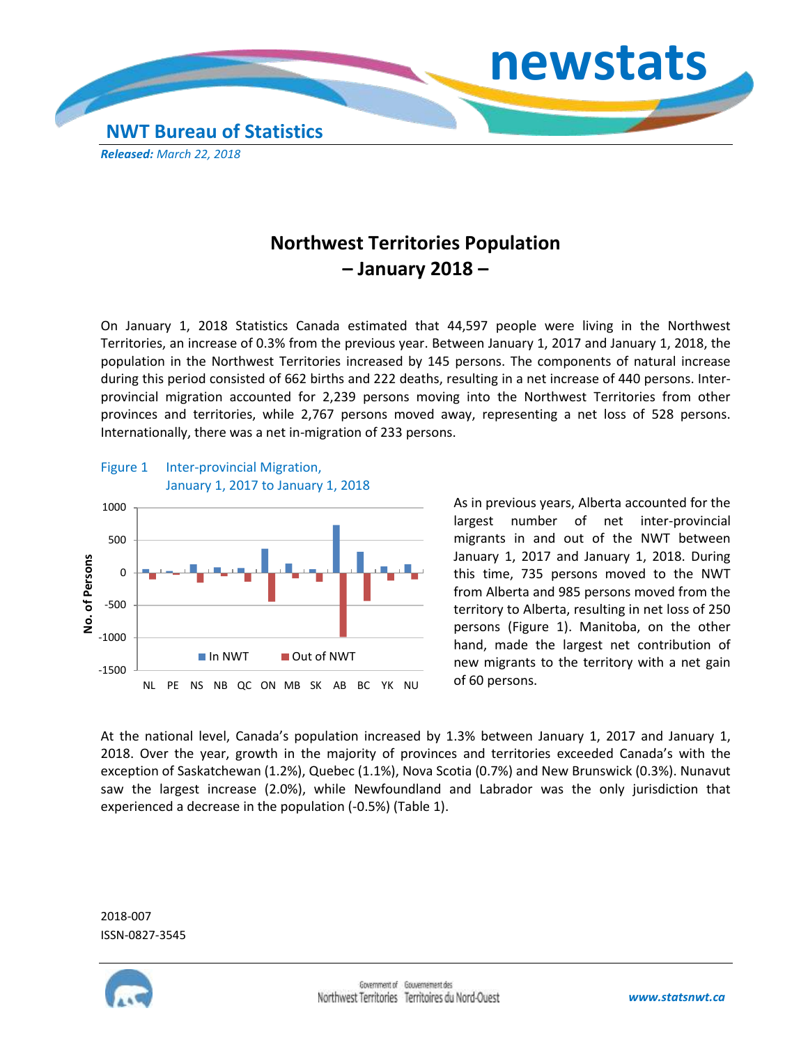newstats

NWT Bureau of Statistics

***Released:*** *March 22, 2018*

# Northwest Territories Population
# – January 2018 –

On January 1, 2018 Statistics Canada estimated that 44,597 people were living in the Northwest Territories, an increase of 0.3% from the previous year. Between January 1, 2017 and January 1, 2018, the population in the Northwest Territories increased by 145 persons. The components of natural increase during this period consisted of 662 births and 222 deaths, resulting in a net increase of 440 persons. Inter-provincial migration accounted for 2,239 persons moving into the Northwest Territories from other provinces and territories, while 2,767 persons moved away, representing a net loss of 528 persons. Internationally, there was a net in-migration of 233 persons.

Figure 1 Inter-provincial Migration, January 1, 2017 to January 1, 2018

As in previous years, Alberta accounted for the largest number of net inter-provincial migrants in and out of the NWT between January 1, 2017 and January 1, 2018. During this time, 735 persons moved to the NWT from Alberta and 985 persons moved from the territory to Alberta, resulting in net loss of 250 persons (Figure 1). Manitoba, on the other hand, made the largest net contribution of new migrants to the territory with a net gain of 60 persons.

At the national level, Canada's population increased by 1.3% between January 1, 2017 and January 1, 2018. Over the year, growth in the majority of provinces and territories exceeded Canada's with the exception of Saskatchewan (1.2%), Quebec (1.1%), Nova Scotia (0.7%) and New Brunswick (0.3%). Nunavut saw the largest increase (2.0%), while Newfoundland and Labrador was the only jurisdiction that experienced a decrease in the population (-0.5%) (Table 1).

2018-007
ISSN-0827-3545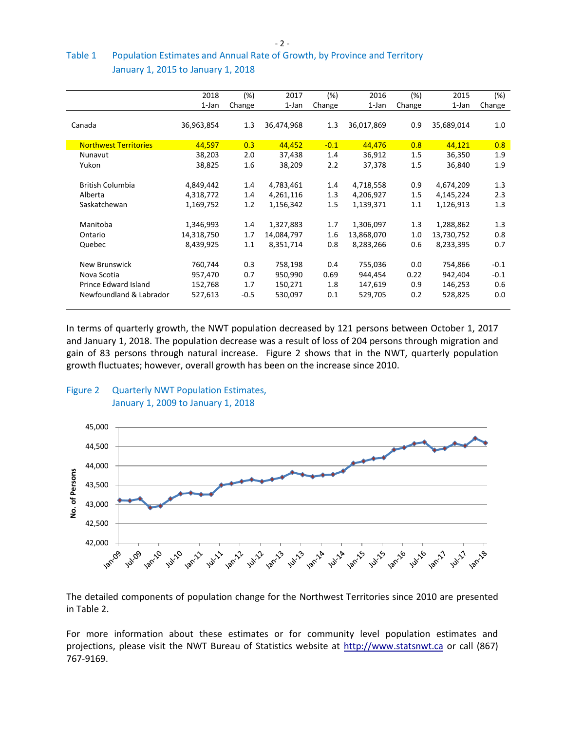Table 1 Population Estimates and Annual Rate of Growth, by Province and Territory January 1, 2015 to January 1, 2018

| | 2018 1-Jan | (%) Change | 2017 1-Jan | (%) Change | 2016 1-Jan | (%) Change | 2015 1-Jan | (%) Change |
|---|---|---|---|---|---|---|---|---|
| Canada | 36,963,854 | 1.3 | 36,474,968 | 1.3 | 36,017,869 | 0.9 | 35,689,014 | 1.0 |
| Northwest Territories | 44,597 | 0.3 | 44,452 | -0.1 | 44,476 | 0.8 | 44,121 | 0.8 |
| Nunavut | 38,203 | 2.0 | 37,438 | 1.4 | 36,912 | 1.5 | 36,350 | 1.9 |
| Yukon | 38,825 | 1.6 | 38,209 | 2.2 | 37,378 | 1.5 | 36,840 | 1.9 |
| British Columbia | 4,849,442 | 1.4 | 4,783,461 | 1.4 | 4,718,558 | 0.9 | 4,674,209 | 1.3 |
| Alberta | 4,318,772 | 1.4 | 4,261,116 | 1.3 | 4,206,927 | 1.5 | 4,145,224 | 2.3 |
| Saskatchewan | 1,169,752 | 1.2 | 1,156,342 | 1.5 | 1,139,371 | 1.1 | 1,126,913 | 1.3 |
| Manitoba | 1,346,993 | 1.4 | 1,327,883 | 1.7 | 1,306,097 | 1.3 | 1,288,862 | 1.3 |
| Ontario | 14,318,750 | 1.7 | 14,084,797 | 1.6 | 13,868,070 | 1.0 | 13,730,752 | 0.8 |
| Quebec | 8,439,925 | 1.1 | 8,351,714 | 0.8 | 8,283,266 | 0.6 | 8,233,395 | 0.7 |
| New Brunswick | 760,744 | 0.3 | 758,198 | 0.4 | 755,036 | 0.0 | 754,866 | -0.1 |
| Nova Scotia | 957,470 | 0.7 | 950,990 | 0.69 | 944,454 | 0.22 | 942,404 | -0.1 |
| Prince Edward Island | 152,768 | 1.7 | 150,271 | 1.8 | 147,619 | 0.9 | 146,253 | 0.6 |
| Newfoundland & Labrador | 527,613 | -0.5 | 530,097 | 0.1 | 529,705 | 0.2 | 528,825 | 0.0 |

In terms of quarterly growth, the NWT population decreased by 121 persons between October 1, 2017 and January 1, 2018. The population decrease was a result of loss of 204 persons through migration and gain of 83 persons through natural increase. Figure 2 shows that in the NWT, quarterly population growth fluctuates; however, overall growth has been on the increase since 2010.

Figure 2 Quarterly NWT Population Estimates, January 1, 2009 to January 1, 2018

The detailed components of population change for the Northwest Territories since 2010 are presented in Table 2.

For more information about these estimates or for community level population estimates and projections, please visit the NWT Bureau of Statistics website at http://www.statsnwt.ca or call (867) 767-9169.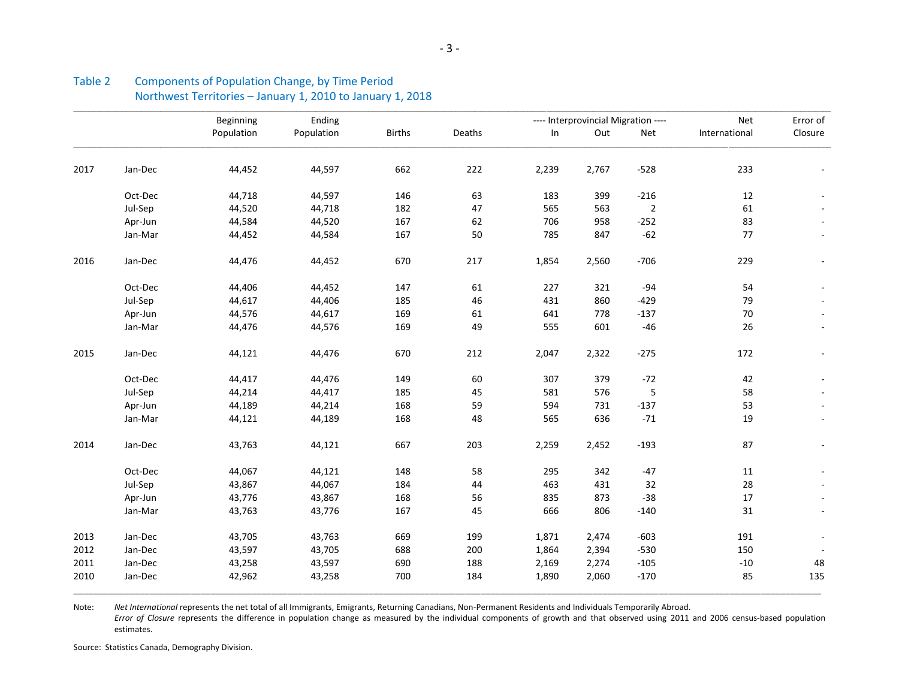## Table 2 Components of Population Change, by Time Period
### Northwest Territories – January 1, 2010 to January 1, 2018

| | | Beginning Population | Ending Population | Births | Deaths | ---- Interprovincial Migration ---- In | Out | Net | Net International | Error of Closure |
|---|---|---|---|---|---|---|---|---|---|---|
| 2017 | Jan-Dec | 44,452 | 44,597 | 662 | 222 | 2,239 | 2,767 | -528 | 233 | - |
| | Oct-Dec | 44,718 | 44,597 | 146 | 63 | 183 | 399 | -216 | 12 | - |
| | Jul-Sep | 44,520 | 44,718 | 182 | 47 | 565 | 563 | 2 | 61 | - |
| | Apr-Jun | 44,584 | 44,520 | 167 | 62 | 706 | 958 | -252 | 83 | - |
| | Jan-Mar | 44,452 | 44,584 | 167 | 50 | 785 | 847 | -62 | 77 | - |
| 2016 | Jan-Dec | 44,476 | 44,452 | 670 | 217 | 1,854 | 2,560 | -706 | 229 | - |
| | Oct-Dec | 44,406 | 44,452 | 147 | 61 | 227 | 321 | -94 | 54 | - |
| | Jul-Sep | 44,617 | 44,406 | 185 | 46 | 431 | 860 | -429 | 79 | - |
| | Apr-Jun | 44,576 | 44,617 | 169 | 61 | 641 | 778 | -137 | 70 | - |
| | Jan-Mar | 44,476 | 44,576 | 169 | 49 | 555 | 601 | -46 | 26 | - |
| 2015 | Jan-Dec | 44,121 | 44,476 | 670 | 212 | 2,047 | 2,322 | -275 | 172 | - |
| | Oct-Dec | 44,417 | 44,476 | 149 | 60 | 307 | 379 | -72 | 42 | - |
| | Jul-Sep | 44,214 | 44,417 | 185 | 45 | 581 | 576 | 5 | 58 | - |
| | Apr-Jun | 44,189 | 44,214 | 168 | 59 | 594 | 731 | -137 | 53 | - |
| | Jan-Mar | 44,121 | 44,189 | 168 | 48 | 565 | 636 | -71 | 19 | - |
| 2014 | Jan-Dec | 43,763 | 44,121 | 667 | 203 | 2,259 | 2,452 | -193 | 87 | - |
| | Oct-Dec | 44,067 | 44,121 | 148 | 58 | 295 | 342 | -47 | 11 | - |
| | Jul-Sep | 43,867 | 44,067 | 184 | 44 | 463 | 431 | 32 | 28 | - |
| | Apr-Jun | 43,776 | 43,867 | 168 | 56 | 835 | 873 | -38 | 17 | - |
| | Jan-Mar | 43,763 | 43,776 | 167 | 45 | 666 | 806 | -140 | 31 | - |
| 2013 | Jan-Dec | 43,705 | 43,763 | 669 | 199 | 1,871 | 2,474 | -603 | 191 | - |
| 2012 | Jan-Dec | 43,597 | 43,705 | 688 | 200 | 1,864 | 2,394 | -530 | 150 | - |
| 2011 | Jan-Dec | 43,258 | 43,597 | 690 | 188 | 2,169 | 2,274 | -105 | -10 | 48 |
| 2010 | Jan-Dec | 42,962 | 43,258 | 700 | 184 | 1,890 | 2,060 | -170 | 85 | 135 |

Note: *Net International* represents the net total of all Immigrants, Emigrants, Returning Canadians, Non-Permanent Residents and Individuals Temporarily Abroad.
*Error of Closure* represents the difference in population change as measured by the individual components of growth and that observed using 2011 and 2006 census-based population estimates.

Source: Statistics Canada, Demography Division.